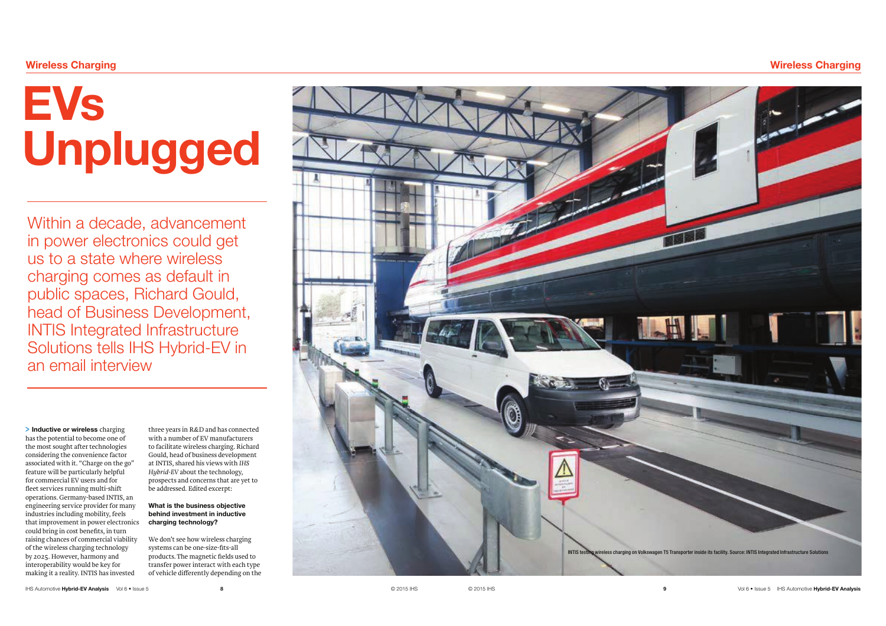# EVs Unplugged

Within a decade, advancement in power electronics could get us to a state where wireless charging comes as default in public spaces, Richard Gould, head of Business Development, INTIS Integrated Infrastructure Solutions tells IHS Hybrid-EV in an email interview

> **Inductive or wireless** charging has the potential to become one of the most sought after technologies considering the convenience factor associated with it. "Charge on the go" feature will be particularly helpful for commercial EV users and for fleet services running multi-shift operations. Germany-based INTIS, an engineering service provider for many industries including mobility, feels that improvement in power electronics could bring in cost benefits, in turn raising chances of commercial viability of the wireless charging technology by 2025. However, harmony and interoperability would be key for making it a reality. INTIS has invested three years in R&D and has connected with a number of EV manufacturers to facilitate wireless charging. Richard Gould, head of business development at INTIS, shared his views with *IHS Hybrid-EV* about the technology, prospects and concerns that are yet to be addressed. Edited excerpt:

**What is the business objective behind investment in inductive charging technology?**

We don't see how wireless charging systems can be one-size-fits-all products. The magnetic fields used to transfer power interact with each type of vehicle differently depending on the

INTIS testing wireless charging on Volkswagen T5 Transporter inside its facility. Source: INTIS Integrated Infrastructure Solutions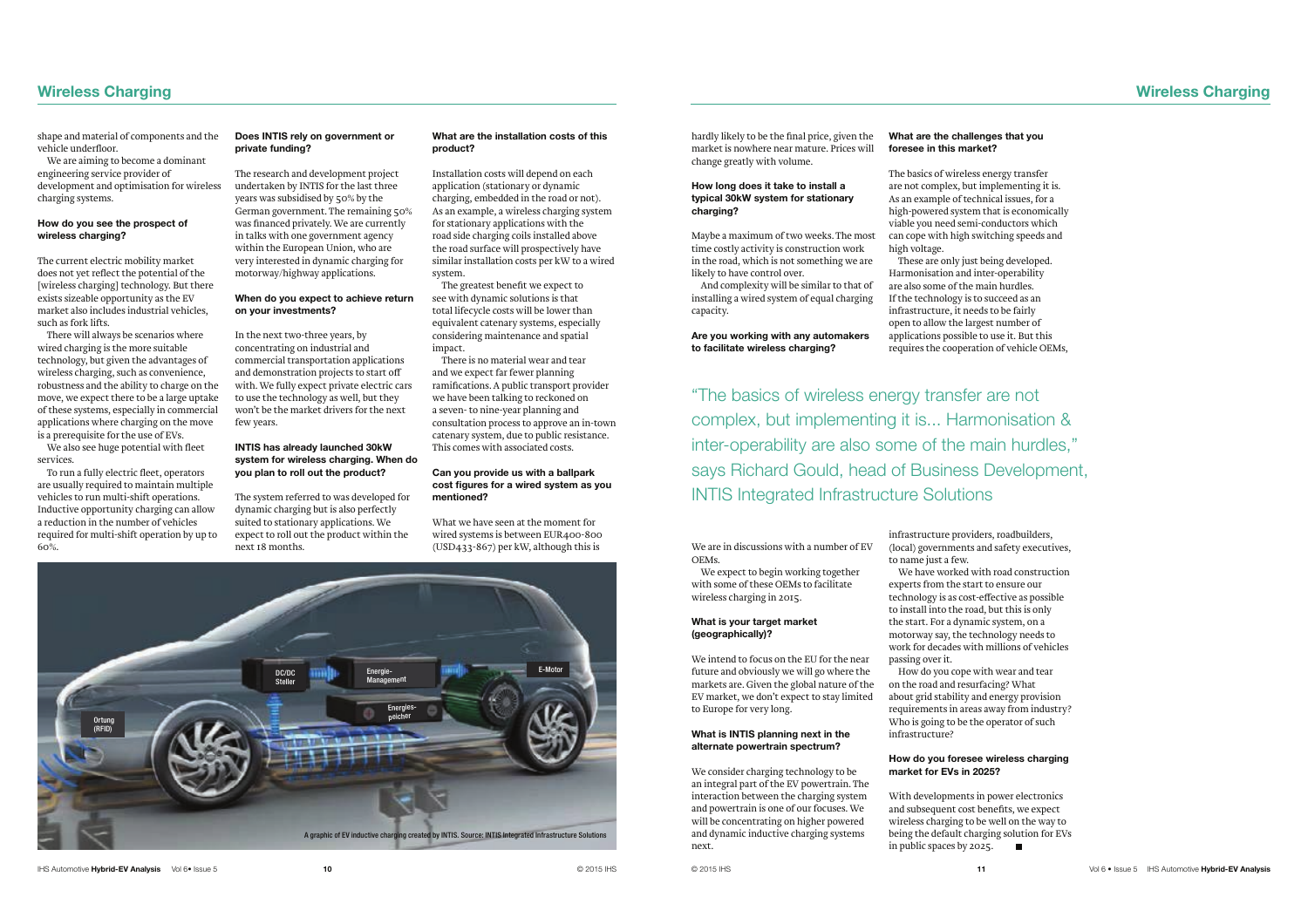## Wireless Charging

shape and material of components and the vehicle underfloor.

We are aiming to become a dominant engineering service provider of development and optimisation for wireless charging systems.

**How do you see the prospect of wireless charging?**

The current electric mobility market does not yet reflect the potential of the [wireless charging] technology. But there exists sizeable opportunity as the EV market also includes industrial vehicles, such as fork lifts.

There will always be scenarios where wired charging is the more suitable technology, but given the advantages of wireless charging, such as convenience, robustness and the ability to charge on the move, we expect there to be a large uptake of these systems, especially in commercial applications where charging on the move is a prerequisite for the use of EVs.

We also see huge potential with fleet services.

To run a fully electric fleet, operators are usually required to maintain multiple vehicles to run multi-shift operations. Inductive opportunity charging can allow a reduction in the number of vehicles required for multi-shift operation by up to 60%.

**Does INTIS rely on government or private funding?**

The research and development project undertaken by INTIS for the last three years was subsidised by 50% by the German government. The remaining 50% was financed privately. We are currently in talks with one government agency within the European Union, who are very interested in dynamic charging for motorway/highway applications.

**When do you expect to achieve return on your investments?**

In the next two-three years, by concentrating on industrial and commercial transportation applications and demonstration projects to start off with. We fully expect private electric cars to use the technology as well, but they won't be the market drivers for the next few years.

**INTIS has already launched 30kW system for wireless charging. When do you plan to roll out the product?**

The system referred to was developed for dynamic charging but is also perfectly suited to stationary applications. We expect to roll out the product within the next 18 months.

**What are the installation costs of this product?**

Installation costs will depend on each application (stationary or dynamic charging, embedded in the road or not). As an example, a wireless charging system for stationary applications with the road side charging coils installed above the road surface will prospectively have similar installation costs per kW to a wired system.

The greatest benefit we expect to see with dynamic solutions is that total lifecycle costs will be lower than equivalent catenary systems, especially considering maintenance and spatial impact.

There is no material wear and tear and we expect far fewer planning ramifications. A public transport provider we have been talking to reckoned on a seven- to nine-year planning and consultation process to approve an in-town catenary system, due to public resistance. This comes with associated costs.

**Can you provide us with a ballpark cost figures for a wired system as you mentioned?**

What we have seen at the moment for wired systems is between EUR400-800 (USD433-867) per kW, although this is hardly likely to be the final price, given the market is nowhere near mature. Prices will change greatly with volume.

**How long does it take to install a typical 30kW system for stationary charging?**

Maybe a maximum of two weeks. The most time costly activity is construction work in the road, which is not something we are likely to have control over.

And complexity will be similar to that of installing a wired system of equal charging capacity.

**Are you working with any automakers to facilitate wireless charging?**

We are in discussions with a number of EV OEMs.

We expect to begin working together with some of these OEMs to facilitate wireless charging in 2015.

**What is your target market (geographically)?**

We intend to focus on the EU for the near future and obviously we will go where the markets are. Given the global nature of the EV market, we don't expect to stay limited to Europe for very long.

**What is INTIS planning next in the alternate powertrain spectrum?**

We consider charging technology to be an integral part of the EV powertrain. The interaction between the charging system and powertrain is one of our focuses. We will be concentrating on higher powered and dynamic inductive charging systems next.

**What are the challenges that you foresee in this market?**

The basics of wireless energy transfer are not complex, but implementing it is. As an example of technical issues, for a high-powered system that is economically viable you need semi-conductors which can cope with high switching speeds and high voltage.

These are only just being developed. Harmonisation and inter-operability are also some of the main hurdles. If the technology is to succeed as an infrastructure, it needs to be fairly open to allow the largest number of applications possible to use it. But this requires the cooperation of vehicle OEMs, infrastructure providers, roadbuilders, (local) governments and safety executives, to name just a few.

We have worked with road construction experts from the start to ensure our technology is as cost-effective as possible to install into the road, but this is only the start. For a dynamic system, on a motorway say, the technology needs to work for decades with millions of vehicles passing over it.

How do you cope with wear and tear on the road and resurfacing? What about grid stability and energy provision requirements in areas away from industry? Who is going to be the operator of such infrastructure?

**How do you foresee wireless charging market for EVs in 2025?**

With developments in power electronics and subsequent cost benefits, we expect wireless charging to be well on the way to being the default charging solution for EVs in public spaces by 2025. ■

"The basics of wireless energy transfer are not complex, but implementing it is... Harmonisation & inter-operability are also some of the main hurdles," says Richard Gould, head of Business Development, INTIS Integrated Infrastructure Solutions

DC/DC Steller
Energie-Management
E-Motor
Energiespeicher
Ortung (RFID)

A graphic of EV inductive charging created by INTIS. Source: INTIS Integrated Infrastructure Solutions